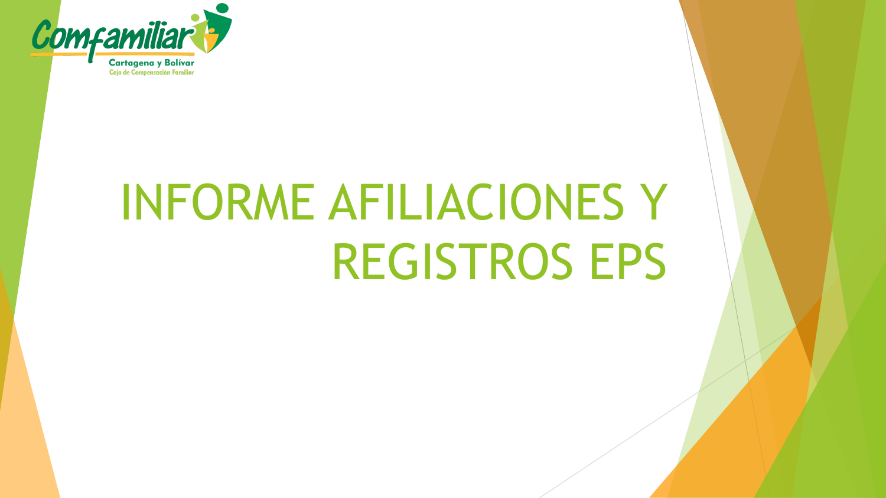Comfamiliar

Cartagena y Bolívar

Caja de Compensación Familiar

# INFORME AFILIACIONES Y REGISTROS EPS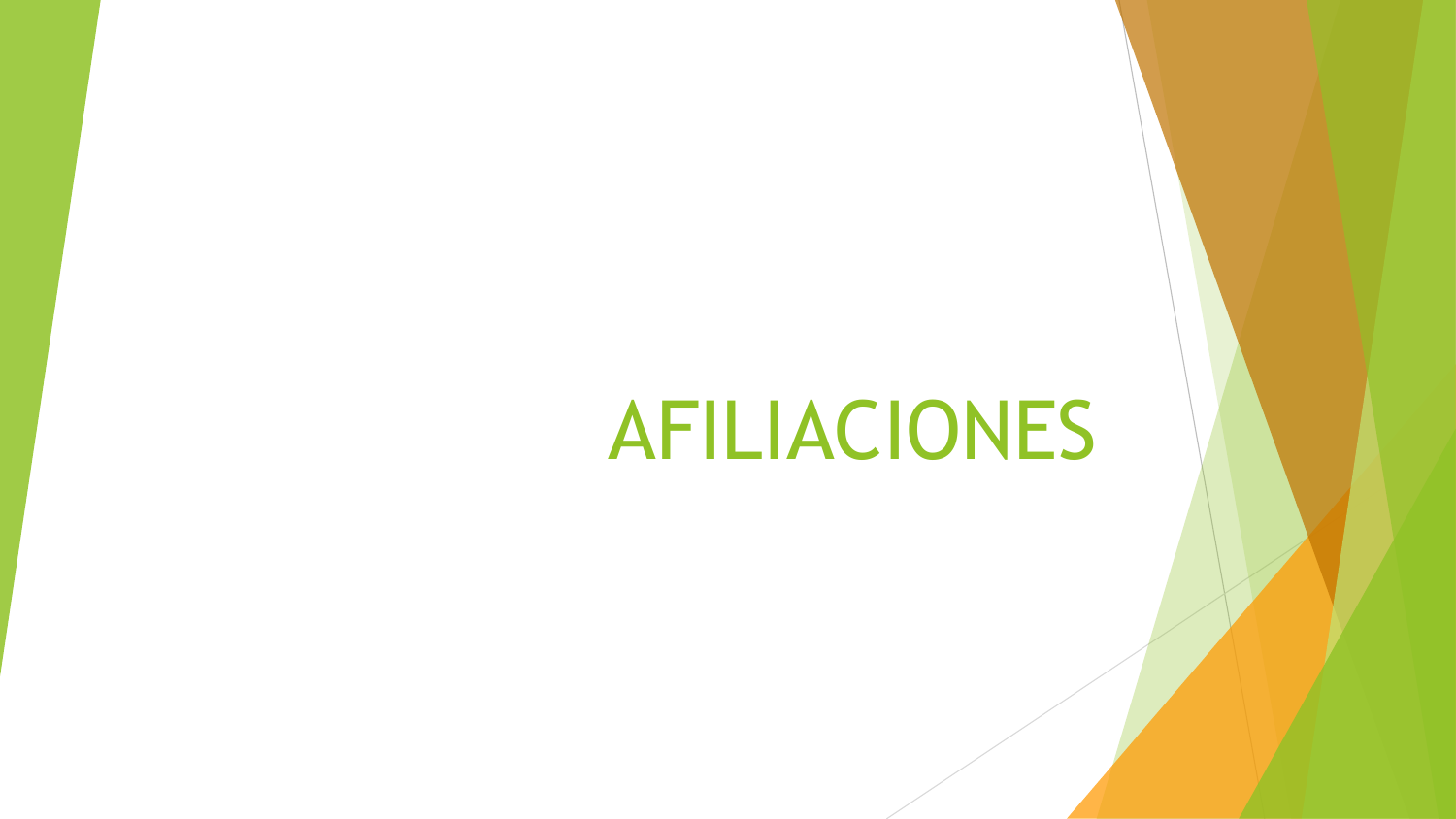# AFILIACIONES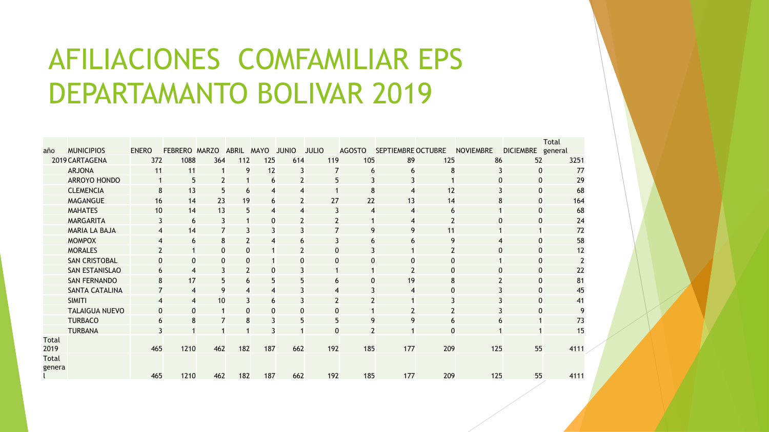# AFILIACIONES COMFAMILIAR EPS DEPARTAMANTO BOLIVAR 2019

| año | MUNICIPIOS | ENERO | FEBRERO | MARZO | ABRIL | MAYO | JUNIO | JULIO | AGOSTO | SEPTIEMBRE | OCTUBRE | NOVIEMBRE | DICIEMBRE | Total general |
|---|---|---|---|---|---|---|---|---|---|---|---|---|---|---|
| 2019 | CARTAGENA | 372 | 1088 | 364 | 112 | 125 | 614 | 119 | 105 | 89 | 125 | 86 | 52 | 3251 |
| | ARJONA | 11 | 11 | 1 | 9 | 12 | 3 | 7 | 6 | 6 | 8 | 3 | 0 | 77 |
| | ARROYO HONDO | 1 | 5 | 2 | 1 | 6 | 2 | 5 | 3 | 3 | 1 | 0 | 0 | 29 |
| | CLEMENCIA | 8 | 13 | 5 | 6 | 4 | 4 | 1 | 8 | 4 | 12 | 3 | 0 | 68 |
| | MAGANGUE | 16 | 14 | 23 | 19 | 6 | 2 | 27 | 22 | 13 | 14 | 8 | 0 | 164 |
| | MAHATES | 10 | 14 | 13 | 5 | 4 | 4 | 3 | 4 | 4 | 6 | 1 | 0 | 68 |
| | MARGARITA | 3 | 6 | 3 | 1 | 0 | 2 | 2 | 1 | 4 | 2 | 0 | 0 | 24 |
| | MARIA LA BAJA | 4 | 14 | 7 | 3 | 3 | 3 | 7 | 9 | 9 | 11 | 1 | 1 | 72 |
| | MOMPOX | 4 | 6 | 8 | 2 | 4 | 6 | 3 | 6 | 6 | 9 | 4 | 0 | 58 |
| | MORALES | 2 | 1 | 0 | 0 | 1 | 2 | 0 | 3 | 1 | 2 | 0 | 0 | 12 |
| | SAN CRISTOBAL | 0 | 0 | 0 | 0 | 1 | 0 | 0 | 0 | 0 | 0 | 1 | 0 | 2 |
| | SAN ESTANISLAO | 6 | 4 | 3 | 2 | 0 | 3 | 1 | 1 | 2 | 0 | 0 | 0 | 22 |
| | SAN FERNANDO | 8 | 17 | 5 | 6 | 5 | 5 | 6 | 0 | 19 | 8 | 2 | 0 | 81 |
| | SANTA CATALINA | 7 | 4 | 9 | 4 | 4 | 3 | 4 | 3 | 4 | 0 | 3 | 0 | 45 |
| | SIMITI | 4 | 4 | 10 | 3 | 6 | 3 | 2 | 2 | 1 | 3 | 3 | 0 | 41 |
| | TALAIGUA NUEVO | 0 | 0 | 1 | 0 | 0 | 0 | 0 | 1 | 2 | 2 | 3 | 0 | 9 |
| | TURBACO | 6 | 8 | 7 | 8 | 3 | 5 | 5 | 9 | 9 | 6 | 6 | 1 | 73 |
| | TURBANA | 3 | 1 | 1 | 1 | 3 | 1 | 0 | 2 | 1 | 0 | 1 | 1 | 15 |
| Total 2019 | | 465 | 1210 | 462 | 182 | 187 | 662 | 192 | 185 | 177 | 209 | 125 | 55 | 4111 |
| Total general | | 465 | 1210 | 462 | 182 | 187 | 662 | 192 | 185 | 177 | 209 | 125 | 55 | 4111 |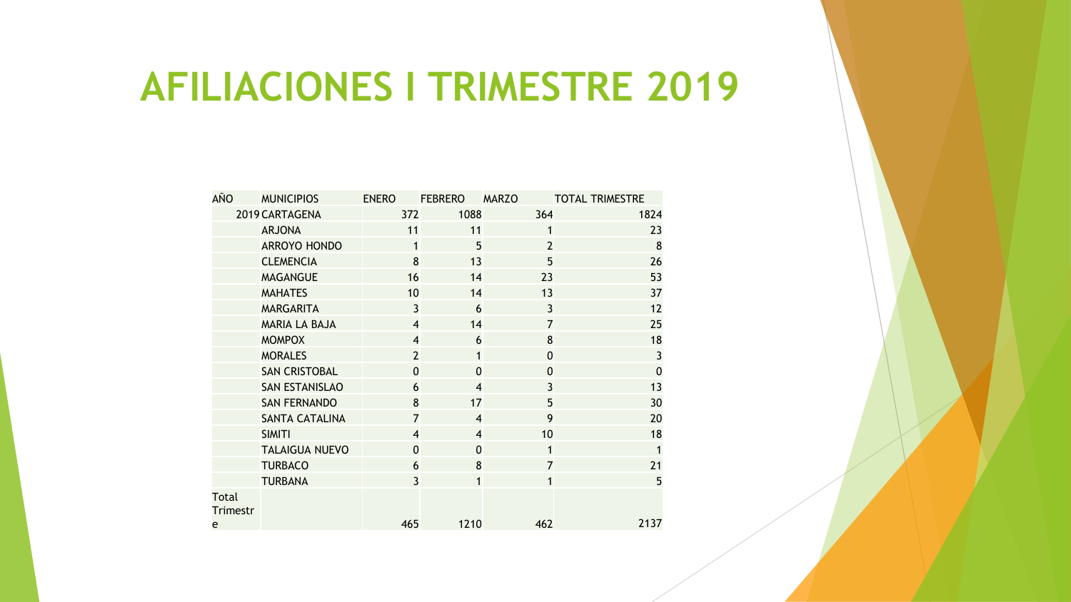# AFILIACIONES I TRIMESTRE 2019

| AÑO | MUNICIPIOS | ENERO | FEBRERO | MARZO | TOTAL TRIMESTRE |
|---|---|---|---|---|---|
| 2019 | CARTAGENA | 372 | 1088 | 364 | 1824 |
| | ARJONA | 11 | 11 | 1 | 23 |
| | ARROYO HONDO | 1 | 5 | 2 | 8 |
| | CLEMENCIA | 8 | 13 | 5 | 26 |
| | MAGANGUE | 16 | 14 | 23 | 53 |
| | MAHATES | 10 | 14 | 13 | 37 |
| | MARGARITA | 3 | 6 | 3 | 12 |
| | MARIA LA BAJA | 4 | 14 | 7 | 25 |
| | MOMPOX | 4 | 6 | 8 | 18 |
| | MORALES | 2 | 1 | 0 | 3 |
| | SAN CRISTOBAL | 0 | 0 | 0 | 0 |
| | SAN ESTANISLAO | 6 | 4 | 3 | 13 |
| | SAN FERNANDO | 8 | 17 | 5 | 30 |
| | SANTA CATALINA | 7 | 4 | 9 | 20 |
| | SIMITI | 4 | 4 | 10 | 18 |
| | TALAIGUA NUEVO | 0 | 0 | 1 | 1 |
| | TURBACO | 6 | 8 | 7 | 21 |
| | TURBANA | 3 | 1 | 1 | 5 |
| Total Trimestre | | 465 | 1210 | 462 | 2137 |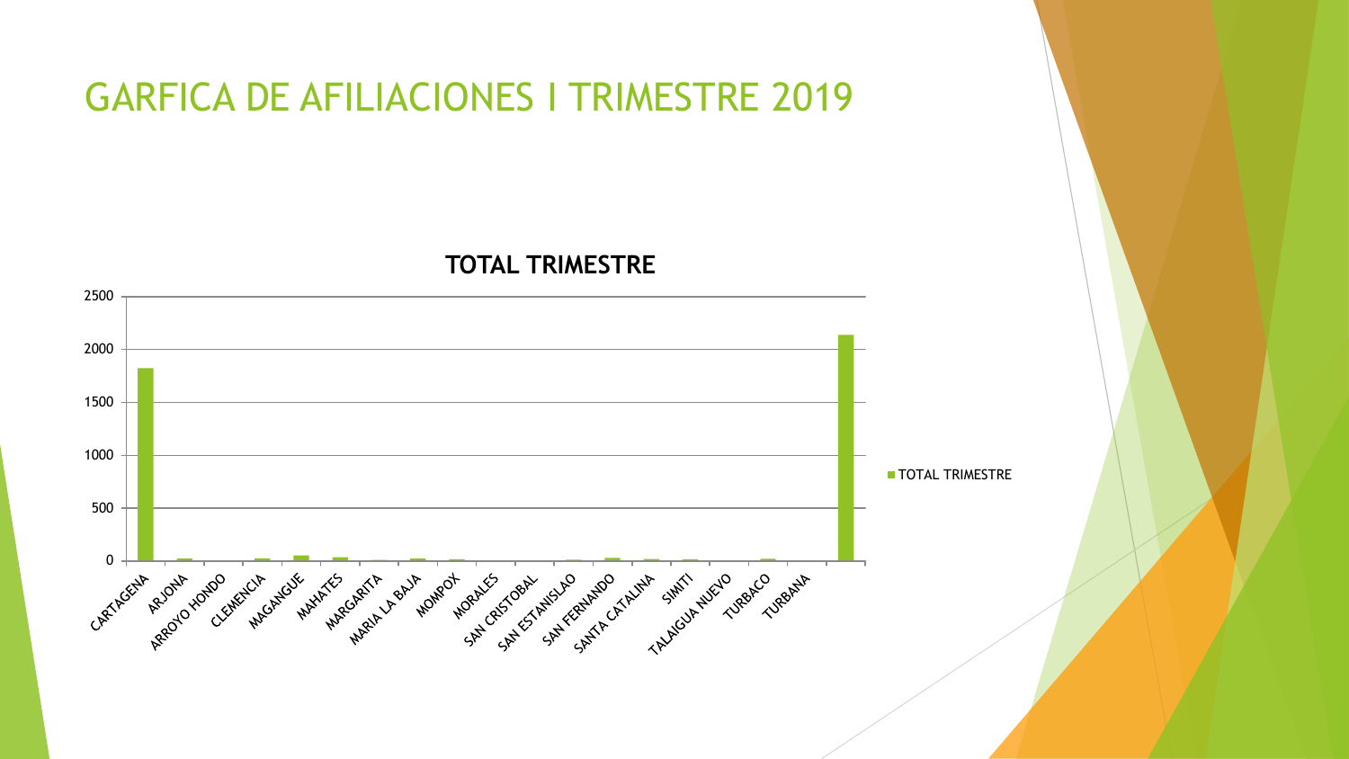# GARFICA DE AFILIACIONES I TRIMESTRE 2019

**TOTAL TRIMESTRE**

2500
2000
1500
1000
500
0

CARTAGENA, ARJONA, ARROYO HONDO, CLEMENCIA, MAGANGUE, MAHATES, MARGARITA, MARIA LA BAJA, MOMPOX, MORALES, SAN CRISTOBAL, SAN ESTANISLAO, SAN FERNANDO, SANTA CATALINA, SIMITI, TALAIGUA NUEVO, TURBACO, TURBANA

TOTAL TRIMESTRE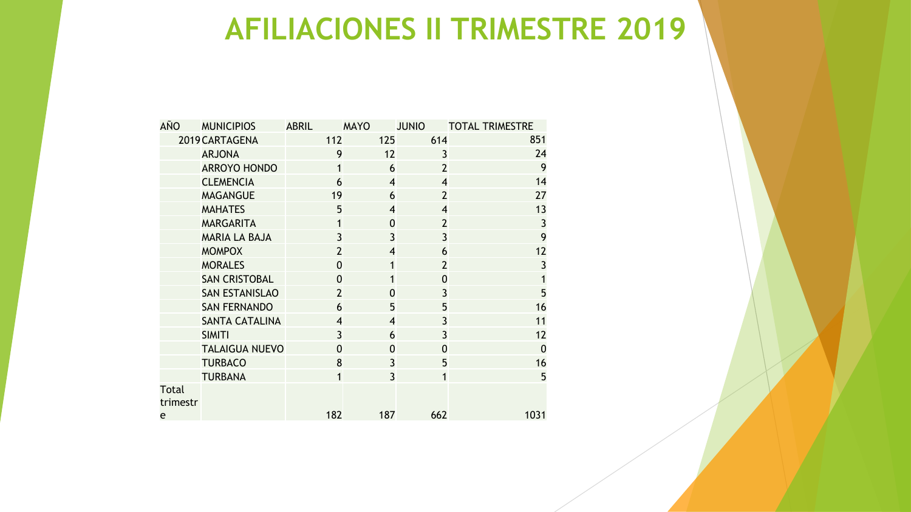# AFILIACIONES II TRIMESTRE 2019

| AÑO | MUNICIPIOS | ABRIL | MAYO | JUNIO | TOTAL TRIMESTRE |
|---|---|---|---|---|---|
| 2019 | CARTAGENA | 112 | 125 | 614 | 851 |
| | ARJONA | 9 | 12 | 3 | 24 |
| | ARROYO HONDO | 1 | 6 | 2 | 9 |
| | CLEMENCIA | 6 | 4 | 4 | 14 |
| | MAGANGUE | 19 | 6 | 2 | 27 |
| | MAHATES | 5 | 4 | 4 | 13 |
| | MARGARITA | 1 | 0 | 2 | 3 |
| | MARIA LA BAJA | 3 | 3 | 3 | 9 |
| | MOMPOX | 2 | 4 | 6 | 12 |
| | MORALES | 0 | 1 | 2 | 3 |
| | SAN CRISTOBAL | 0 | 1 | 0 | 1 |
| | SAN ESTANISLAO | 2 | 0 | 3 | 5 |
| | SAN FERNANDO | 6 | 5 | 5 | 16 |
| | SANTA CATALINA | 4 | 4 | 3 | 11 |
| | SIMITI | 3 | 6 | 3 | 12 |
| | TALAIGUA NUEVO | 0 | 0 | 0 | 0 |
| | TURBACO | 8 | 3 | 5 | 16 |
| | TURBANA | 1 | 3 | 1 | 5 |
| Total trimestre | | 182 | 187 | 662 | 1031 |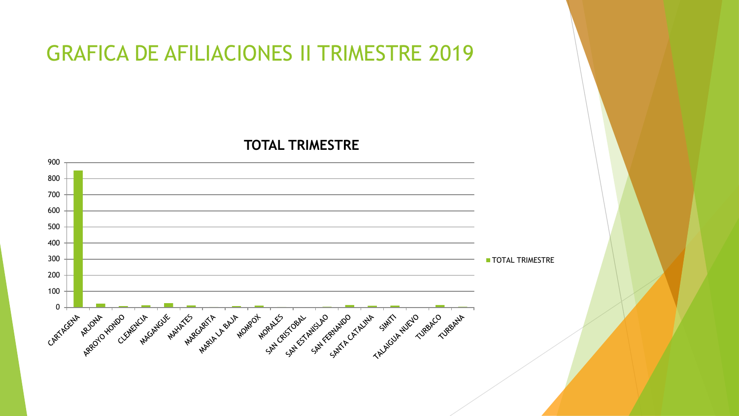# GRAFICA DE AFILIACIONES II TRIMESTRE 2019

**TOTAL TRIMESTRE**

900
800
700
600
500
400
300
200
100
0

CARTAGENA, ARJONA, ARROYO HONDO, CLEMENCIA, MAGANGUE, MAHATES, MARGARITA, MARIA LA BAJA, MOMPOX, MORALES, SAN CRISTOBAL, SAN ESTANISLAO, SAN FERNANDO, SANTA CATALINA, SIMITI, TALAIGUA NUEVO, TURBACO, TURBANA

TOTAL TRIMESTRE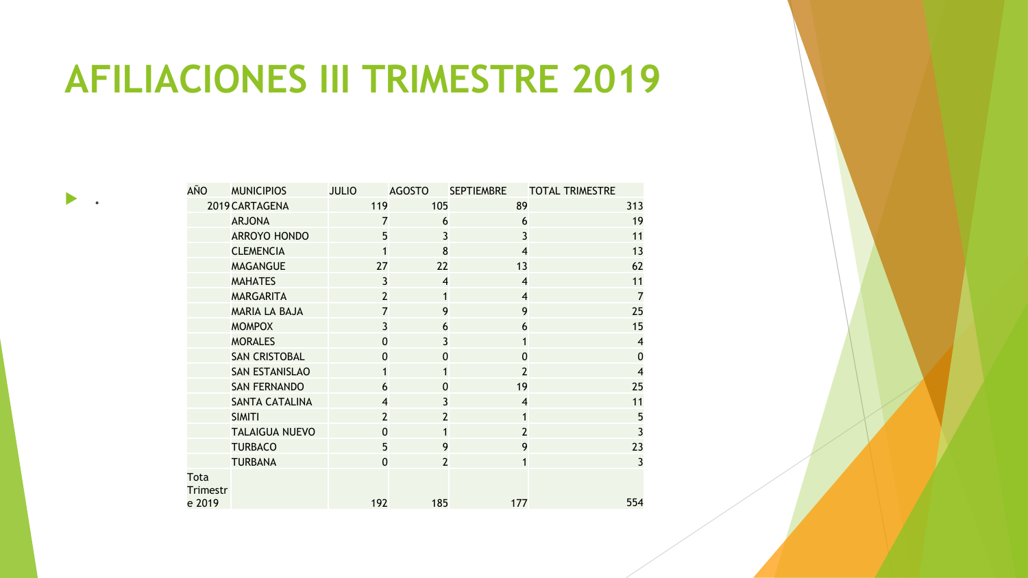# AFILIACIONES III TRIMESTRE 2019

- .

| AÑO | MUNICIPIOS | JULIO | AGOSTO | SEPTIEMBRE | TOTAL TRIMESTRE |
|---|---|---|---|---|---|
| 2019 | CARTAGENA | 119 | 105 | 89 | 313 |
| | ARJONA | 7 | 6 | 6 | 19 |
| | ARROYO HONDO | 5 | 3 | 3 | 11 |
| | CLEMENCIA | 1 | 8 | 4 | 13 |
| | MAGANGUE | 27 | 22 | 13 | 62 |
| | MAHATES | 3 | 4 | 4 | 11 |
| | MARGARITA | 2 | 1 | 4 | 7 |
| | MARIA LA BAJA | 7 | 9 | 9 | 25 |
| | MOMPOX | 3 | 6 | 6 | 15 |
| | MORALES | 0 | 3 | 1 | 4 |
| | SAN CRISTOBAL | 0 | 0 | 0 | 0 |
| | SAN ESTANISLAO | 1 | 1 | 2 | 4 |
| | SAN FERNANDO | 6 | 0 | 19 | 25 |
| | SANTA CATALINA | 4 | 3 | 4 | 11 |
| | SIMITI | 2 | 2 | 1 | 5 |
| | TALAIGUA NUEVO | 0 | 1 | 2 | 3 |
| | TURBACO | 5 | 9 | 9 | 23 |
| | TURBANA | 0 | 2 | 1 | 3 |
| Tota Trimestre 2019 | | 192 | 185 | 177 | 554 |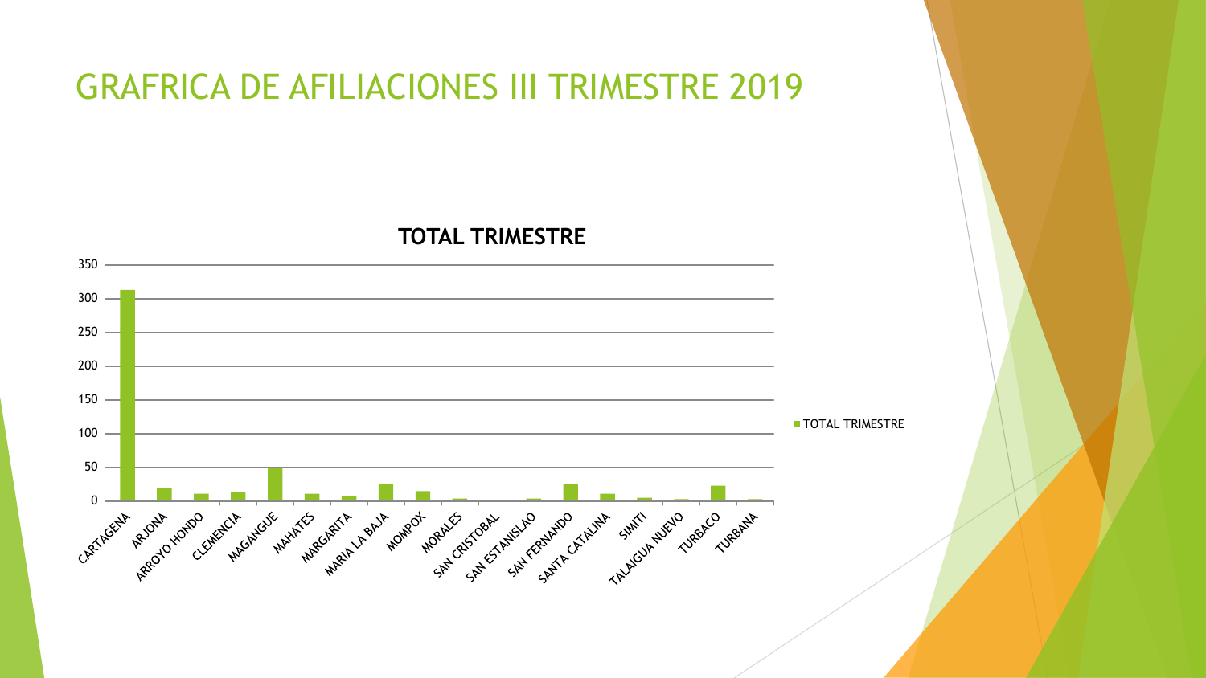# GRAFRICA DE AFILIACIONES III TRIMESTRE 2019

**TOTAL TRIMESTRE**

350
300
250
200
150
100
50
0

CARTAGENA, ARJONA, ARROYO HONDO, CLEMENCIA, MAGANGUE, MAHATES, MARGARITA, MARIA LA BAJA, MOMPOX, MORALES, SAN CRISTOBAL, SAN ESTANISLAO, SAN FERNANDO, SANTA CATALINA, SIMITI, TALAIGUA NUEVO, TURBACO, TURBANA

■ TOTAL TRIMESTRE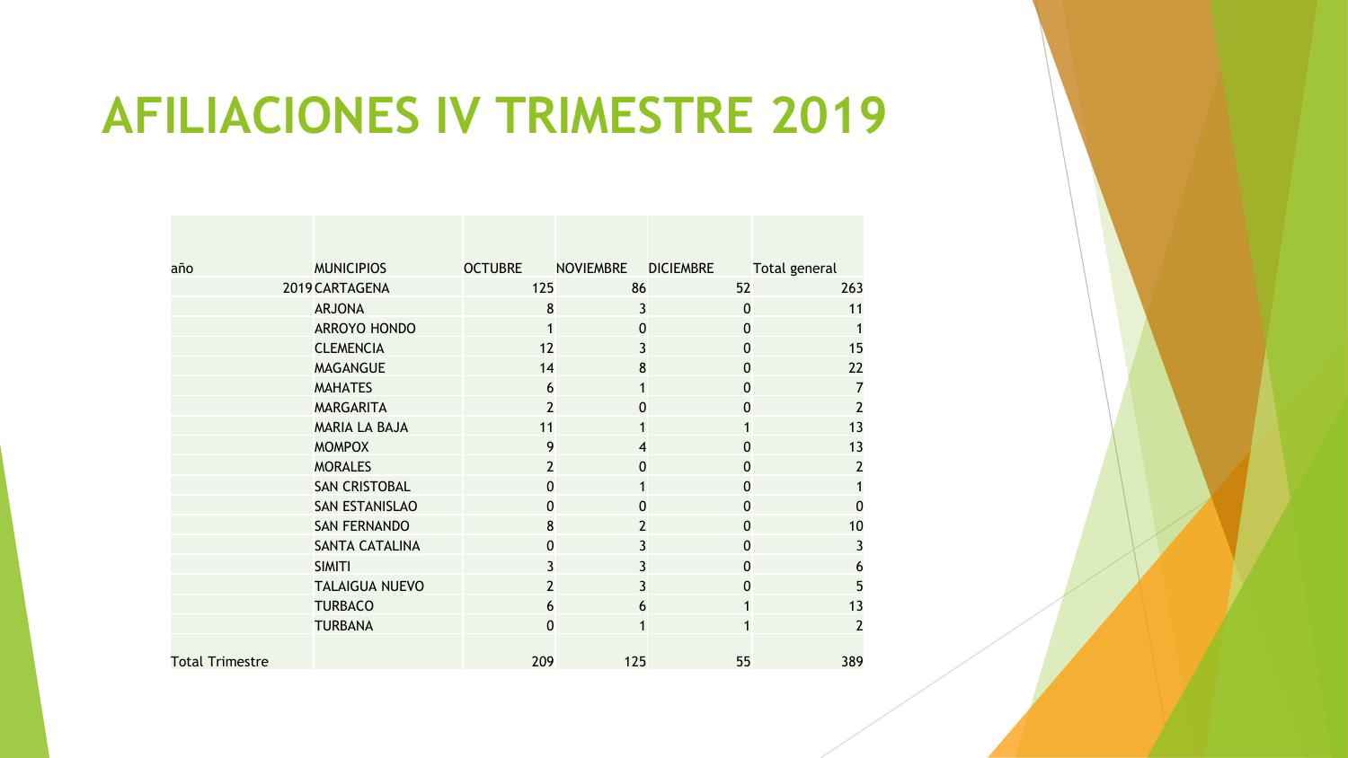# AFILIACIONES IV TRIMESTRE 2019

| año | MUNICIPIOS | OCTUBRE | NOVIEMBRE | DICIEMBRE | Total general |
|---|---|---|---|---|---|
| 2019 | CARTAGENA | 125 | 86 | 52 | 263 |
| | ARJONA | 8 | 3 | 0 | 11 |
| | ARROYO HONDO | 1 | 0 | 0 | 1 |
| | CLEMENCIA | 12 | 3 | 0 | 15 |
| | MAGANGUE | 14 | 8 | 0 | 22 |
| | MAHATES | 6 | 1 | 0 | 7 |
| | MARGARITA | 2 | 0 | 0 | 2 |
| | MARIA LA BAJA | 11 | 1 | 1 | 13 |
| | MOMPOX | 9 | 4 | 0 | 13 |
| | MORALES | 2 | 0 | 0 | 2 |
| | SAN CRISTOBAL | 0 | 1 | 0 | 1 |
| | SAN ESTANISLAO | 0 | 0 | 0 | 0 |
| | SAN FERNANDO | 8 | 2 | 0 | 10 |
| | SANTA CATALINA | 0 | 3 | 0 | 3 |
| | SIMITI | 3 | 3 | 0 | 6 |
| | TALAIGUA NUEVO | 2 | 3 | 0 | 5 |
| | TURBACO | 6 | 6 | 1 | 13 |
| | TURBANA | 0 | 1 | 1 | 2 |
| Total Trimestre | | 209 | 125 | 55 | 389 |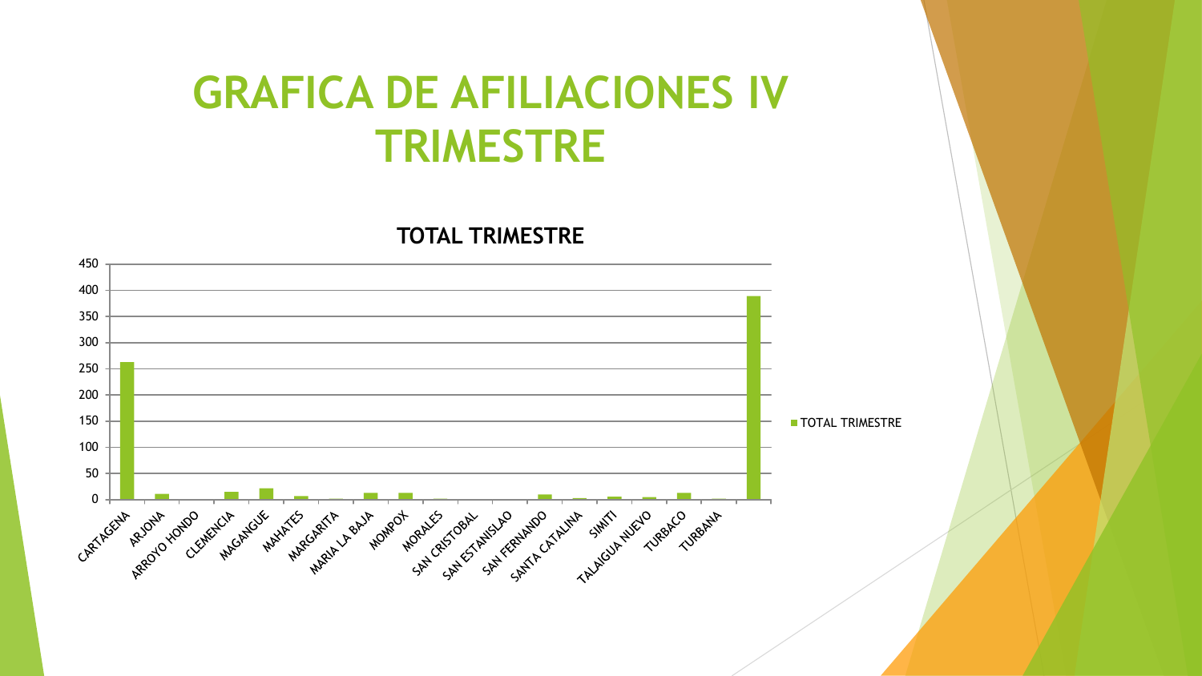# GRAFICA DE AFILIACIONES IV TRIMESTRE

**TOTAL TRIMESTRE**

450
400
350
300
250
200
150
100
50
0

CARTAGENA, ARJONA, ARROYO HONDO, CLEMENCIA, MAGANGUE, MAHATES, MARGARITA, MARIA LA BAJA, MOMPOX, MORALES, SAN CRISTOBAL, SAN ESTANISLAO, SAN FERNANDO, SANTA CATALINA, SIMITI, TALAIGUA NUEVO, TURBACO, TURBANA

■ TOTAL TRIMESTRE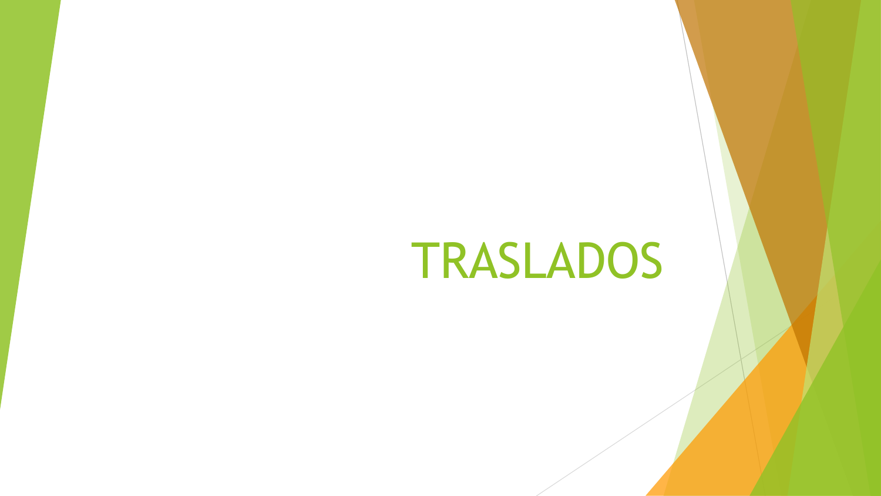# TRASLADOS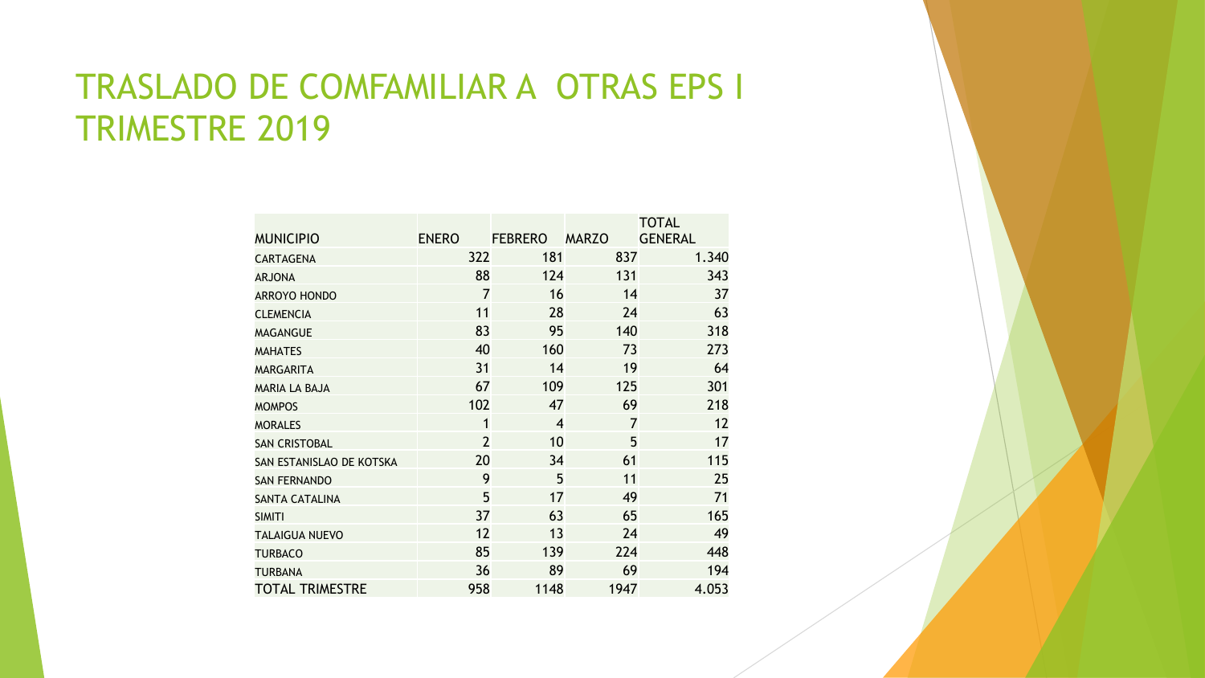# TRASLADO DE COMFAMILIAR A OTRAS EPS I TRIMESTRE 2019

| MUNICIPIO | ENERO | FEBRERO | MARZO | TOTAL GENERAL |
|---|---|---|---|---|
| CARTAGENA | 322 | 181 | 837 | 1.340 |
| ARJONA | 88 | 124 | 131 | 343 |
| ARROYO HONDO | 7 | 16 | 14 | 37 |
| CLEMENCIA | 11 | 28 | 24 | 63 |
| MAGANGUE | 83 | 95 | 140 | 318 |
| MAHATES | 40 | 160 | 73 | 273 |
| MARGARITA | 31 | 14 | 19 | 64 |
| MARIA LA BAJA | 67 | 109 | 125 | 301 |
| MOMPOS | 102 | 47 | 69 | 218 |
| MORALES | 1 | 4 | 7 | 12 |
| SAN CRISTOBAL | 2 | 10 | 5 | 17 |
| SAN ESTANISLAO DE KOTSKA | 20 | 34 | 61 | 115 |
| SAN FERNANDO | 9 | 5 | 11 | 25 |
| SANTA CATALINA | 5 | 17 | 49 | 71 |
| SIMITI | 37 | 63 | 65 | 165 |
| TALAIGUA NUEVO | 12 | 13 | 24 | 49 |
| TURBACO | 85 | 139 | 224 | 448 |
| TURBANA | 36 | 89 | 69 | 194 |
| TOTAL TRIMESTRE | 958 | 1148 | 1947 | 4.053 |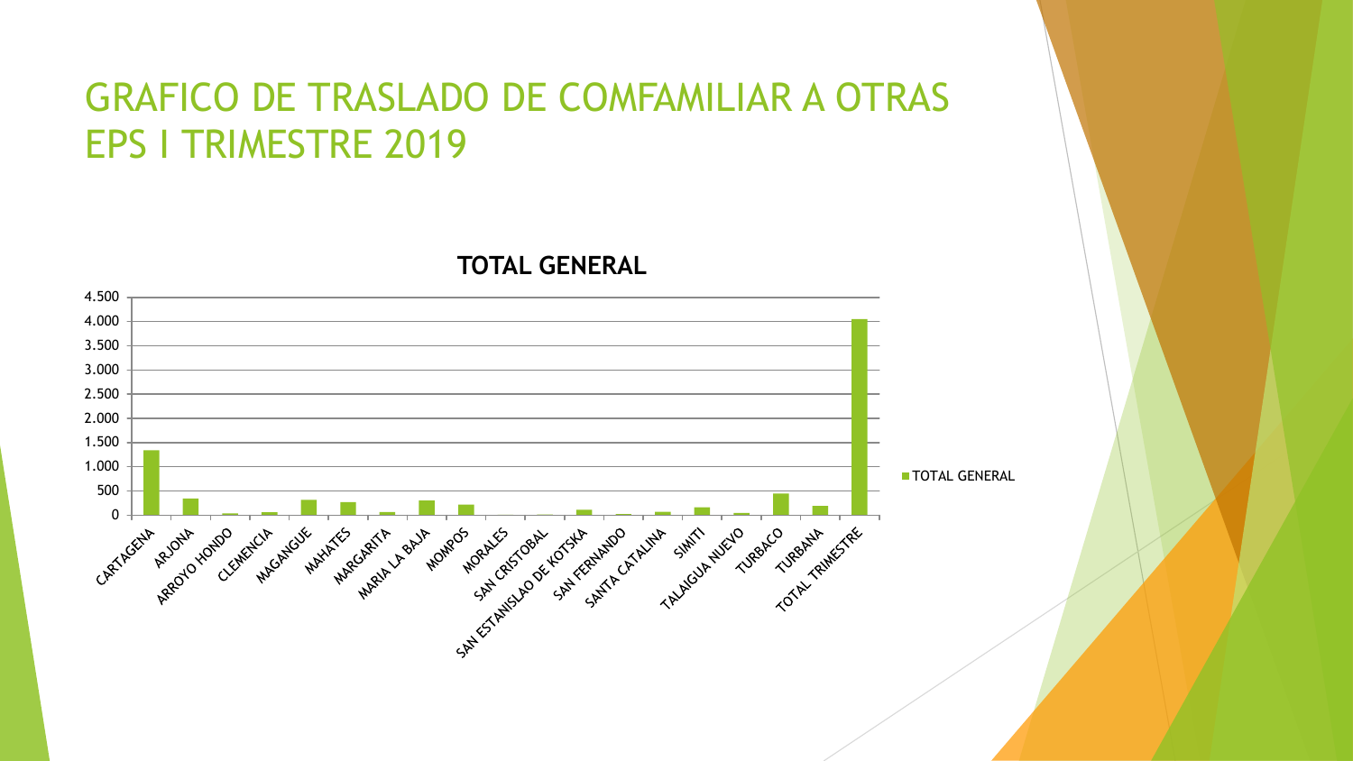# GRAFICO DE TRASLADO DE COMFAMILIAR A OTRAS EPS I TRIMESTRE 2019

**TOTAL GENERAL**

| Municipio | TOTAL GENERAL |
| --- | --- |
| CARTAGENA | |
| ARJONA | |
| ARROYO HONDO | |
| CLEMENCIA | |
| MAGANGUE | |
| MAHATES | |
| MARGARITA | |
| MARIA LA BAJA | |
| MOMPOS | |
| MORALES | |
| SAN CRISTOBAL | |
| SAN ESTANISLAO DE KOTSKA | |
| SAN FERNANDO | |
| SANTA CATALINA | |
| SIMITI | |
| TALAIGUA NUEVO | |
| TURBACO | |
| TURBANA | |
| TOTAL TRIMESTRE | |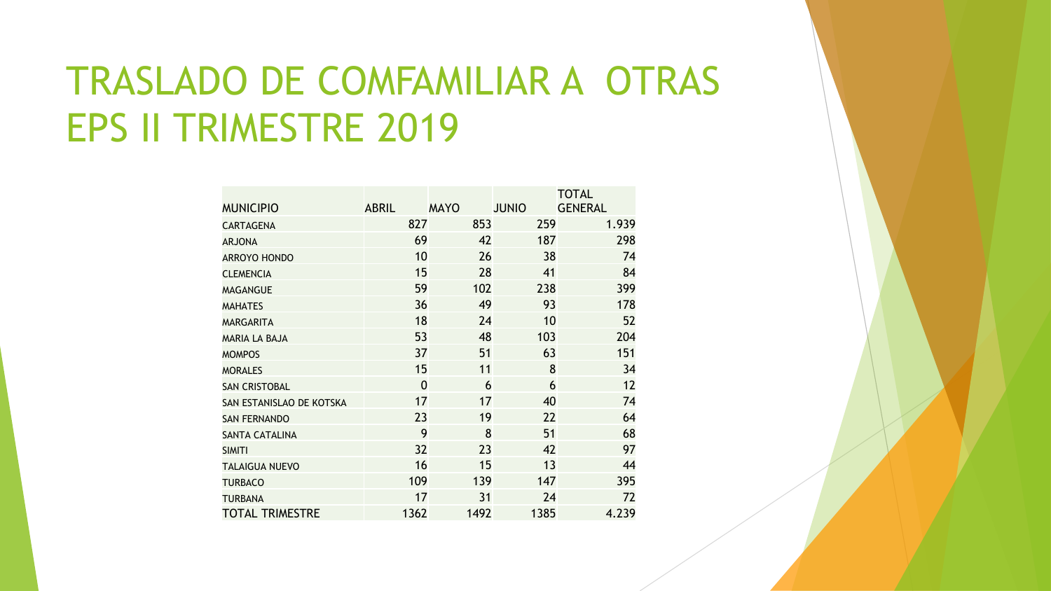# TRASLADO DE COMFAMILIAR A OTRAS EPS II TRIMESTRE 2019

| MUNICIPIO | ABRIL | MAYO | JUNIO | TOTAL GENERAL |
|---|---|---|---|---|
| CARTAGENA | 827 | 853 | 259 | 1.939 |
| ARJONA | 69 | 42 | 187 | 298 |
| ARROYO HONDO | 10 | 26 | 38 | 74 |
| CLEMENCIA | 15 | 28 | 41 | 84 |
| MAGANGUE | 59 | 102 | 238 | 399 |
| MAHATES | 36 | 49 | 93 | 178 |
| MARGARITA | 18 | 24 | 10 | 52 |
| MARIA LA BAJA | 53 | 48 | 103 | 204 |
| MOMPOS | 37 | 51 | 63 | 151 |
| MORALES | 15 | 11 | 8 | 34 |
| SAN CRISTOBAL | 0 | 6 | 6 | 12 |
| SAN ESTANISLAO DE KOTSKA | 17 | 17 | 40 | 74 |
| SAN FERNANDO | 23 | 19 | 22 | 64 |
| SANTA CATALINA | 9 | 8 | 51 | 68 |
| SIMITI | 32 | 23 | 42 | 97 |
| TALAIGUA NUEVO | 16 | 15 | 13 | 44 |
| TURBACO | 109 | 139 | 147 | 395 |
| TURBANA | 17 | 31 | 24 | 72 |
| TOTAL TRIMESTRE | 1362 | 1492 | 1385 | 4.239 |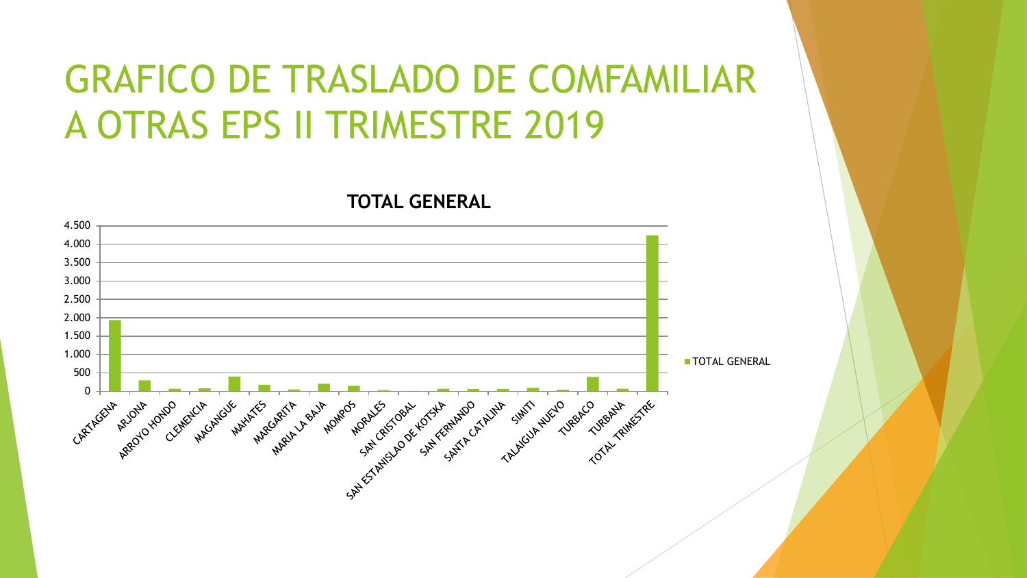# GRAFICO DE TRASLADO DE COMFAMILIAR A OTRAS EPS II TRIMESTRE 2019

**TOTAL GENERAL**

■ TOTAL GENERAL

CARTAGENA, ARJONA, ARROYO HONDO, CLEMENCIA, MAGANGUE, MAHATES, MARGARITA, MARIA LA BAJA, MOMPOS, MORALES, SAN CRISTOBAL, SAN ESTANISLAO DE KOTSKA, SAN FERNANDO, SANTA CATALINA, SIMITI, TALAIGUA NUEVO, TURBACO, TURBANA, TOTAL TRIMESTRE

0, 500, 1.000, 1.500, 2.000, 2.500, 3.000, 3.500, 4.000, 4.500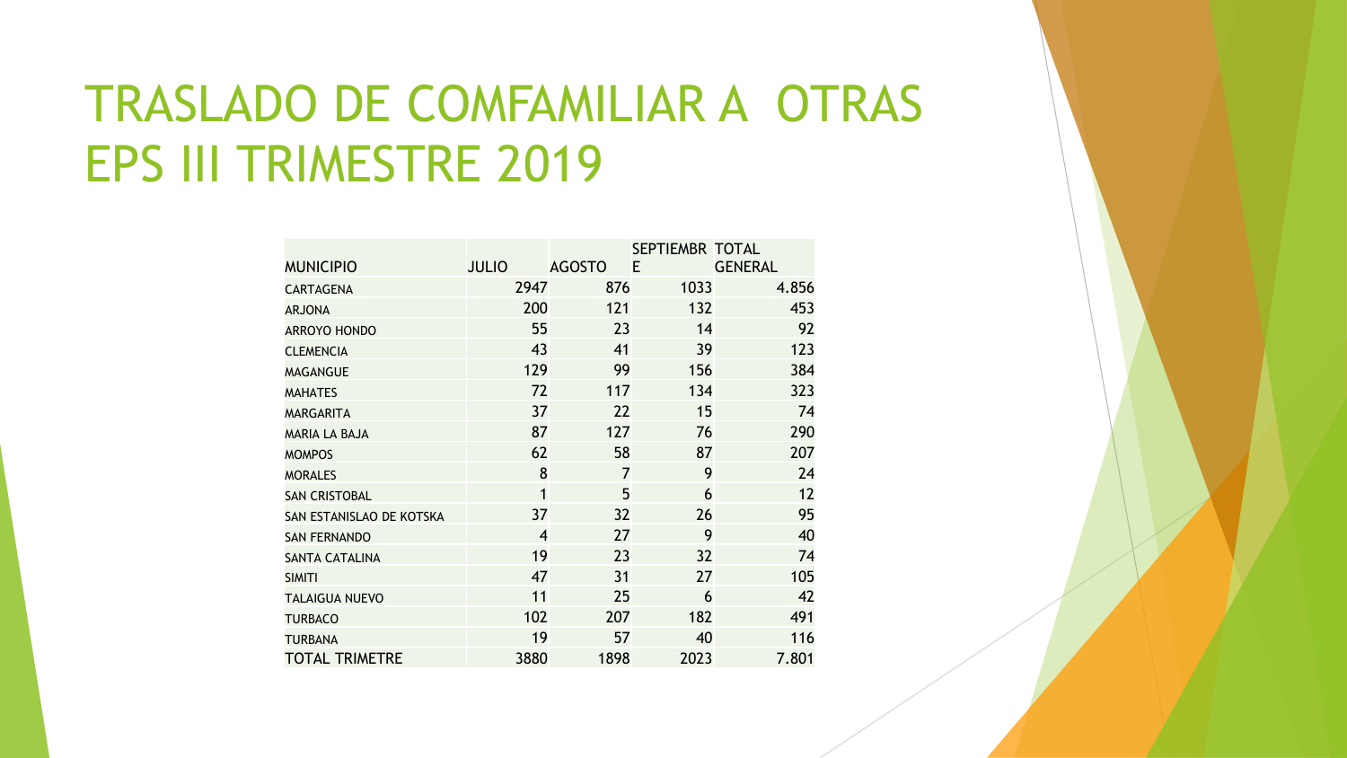# TRASLADO DE COMFAMILIAR A OTRAS EPS III TRIMESTRE 2019

| MUNICIPIO | JULIO | AGOSTO | SEPTIEMBRE | TOTAL GENERAL |
|---|---|---|---|---|
| CARTAGENA | 2947 | 876 | 1033 | 4.856 |
| ARJONA | 200 | 121 | 132 | 453 |
| ARROYO HONDO | 55 | 23 | 14 | 92 |
| CLEMENCIA | 43 | 41 | 39 | 123 |
| MAGANGUE | 129 | 99 | 156 | 384 |
| MAHATES | 72 | 117 | 134 | 323 |
| MARGARITA | 37 | 22 | 15 | 74 |
| MARIA LA BAJA | 87 | 127 | 76 | 290 |
| MOMPOS | 62 | 58 | 87 | 207 |
| MORALES | 8 | 7 | 9 | 24 |
| SAN CRISTOBAL | 1 | 5 | 6 | 12 |
| SAN ESTANISLAO DE KOTSKA | 37 | 32 | 26 | 95 |
| SAN FERNANDO | 4 | 27 | 9 | 40 |
| SANTA CATALINA | 19 | 23 | 32 | 74 |
| SIMITI | 47 | 31 | 27 | 105 |
| TALAIGUA NUEVO | 11 | 25 | 6 | 42 |
| TURBACO | 102 | 207 | 182 | 491 |
| TURBANA | 19 | 57 | 40 | 116 |
| TOTAL TRIMETRE | 3880 | 1898 | 2023 | 7.801 |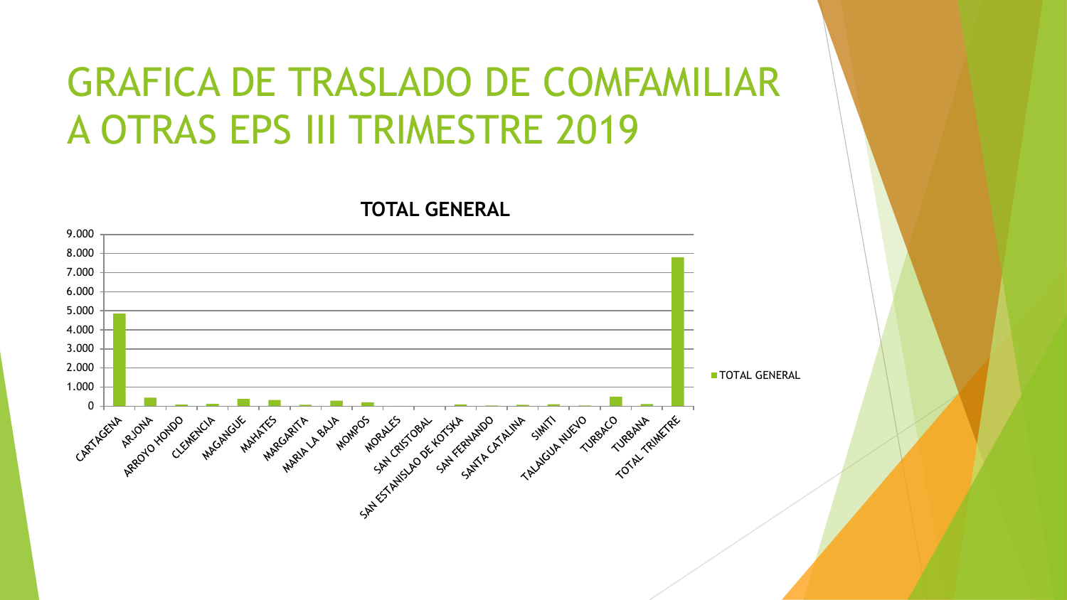# GRAFICA DE TRASLADO DE COMFAMILIAR A OTRAS EPS III TRIMESTRE 2019

**TOTAL GENERAL**

9.000
8.000
7.000
6.000
5.000
4.000
3.000
2.000
1.000
0

CARTAGENA, ARJONA, ARROYO HONDO, CLEMENCIA, MAGANGUE, MAHATES, MARGARITA, MARIA LA BAJA, MOMPOS, MORALES, SAN CRISTOBAL, SAN ESTANISLAO DE KOTSKA, SAN FERNANDO, SANTA CATALINA, SIMITI, TALAIGUA NUEVO, TURBACO, TURBANA, TOTAL TRIMETRE

TOTAL GENERAL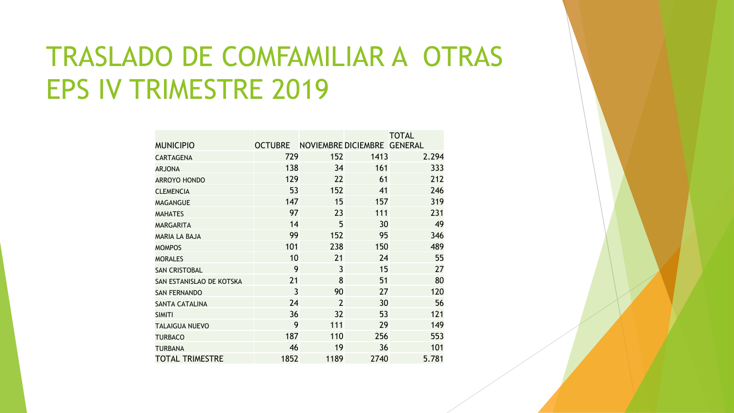# TRASLADO DE COMFAMILIAR A OTRAS EPS IV TRIMESTRE 2019

| MUNICIPIO | OCTUBRE | NOVIEMBRE | DICIEMBRE | TOTAL GENERAL |
|---|---|---|---|---|
| CARTAGENA | 729 | 152 | 1413 | 2.294 |
| ARJONA | 138 | 34 | 161 | 333 |
| ARROYO HONDO | 129 | 22 | 61 | 212 |
| CLEMENCIA | 53 | 152 | 41 | 246 |
| MAGANGUE | 147 | 15 | 157 | 319 |
| MAHATES | 97 | 23 | 111 | 231 |
| MARGARITA | 14 | 5 | 30 | 49 |
| MARIA LA BAJA | 99 | 152 | 95 | 346 |
| MOMPOS | 101 | 238 | 150 | 489 |
| MORALES | 10 | 21 | 24 | 55 |
| SAN CRISTOBAL | 9 | 3 | 15 | 27 |
| SAN ESTANISLAO DE KOTSKA | 21 | 8 | 51 | 80 |
| SAN FERNANDO | 3 | 90 | 27 | 120 |
| SANTA CATALINA | 24 | 2 | 30 | 56 |
| SIMITI | 36 | 32 | 53 | 121 |
| TALAIGUA NUEVO | 9 | 111 | 29 | 149 |
| TURBACO | 187 | 110 | 256 | 553 |
| TURBANA | 46 | 19 | 36 | 101 |
| TOTAL TRIMESTRE | 1852 | 1189 | 2740 | 5.781 |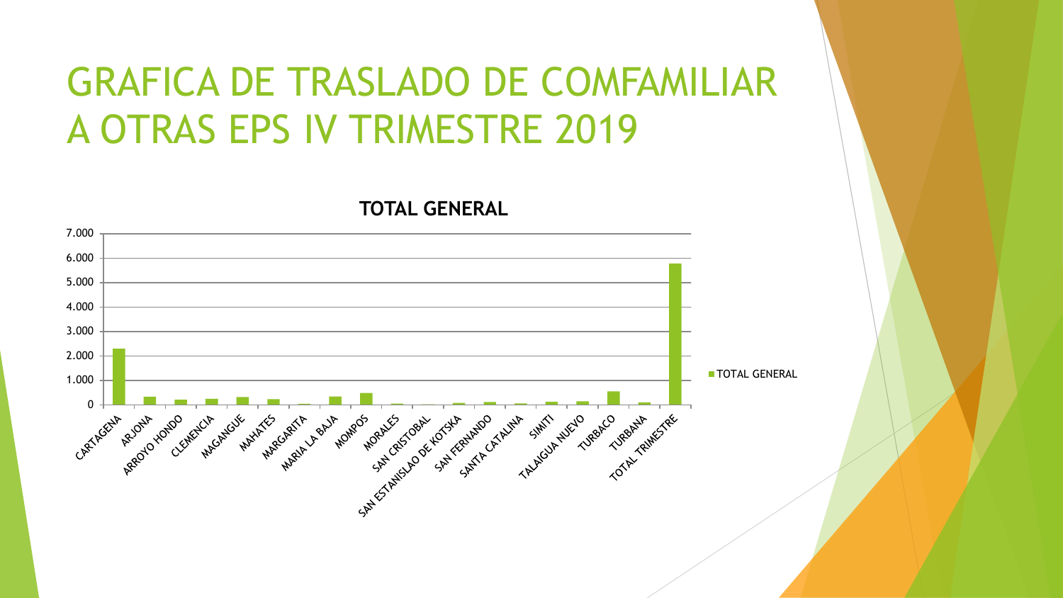# GRAFICA DE TRASLADO DE COMFAMILIAR A OTRAS EPS IV TRIMESTRE 2019

**TOTAL GENERAL**

7.000
6.000
5.000
4.000
3.000
2.000
1.000
0

CARTAGENA
ARJONA
ARROYO HONDO
CLEMENCIA
MAGANGUE
MAHATES
MARGARITA
MARIA LA BAJA
MOMPOS
MORALES
SAN CRISTOBAL
SAN ESTANISLAO DE KOTSKA
SAN FERNANDO
SANTA CATALINA
SIMITI
TALAIGUA NUEVO
TURBACO
TURBANA
TOTAL TRIMESTRE

TOTAL GENERAL